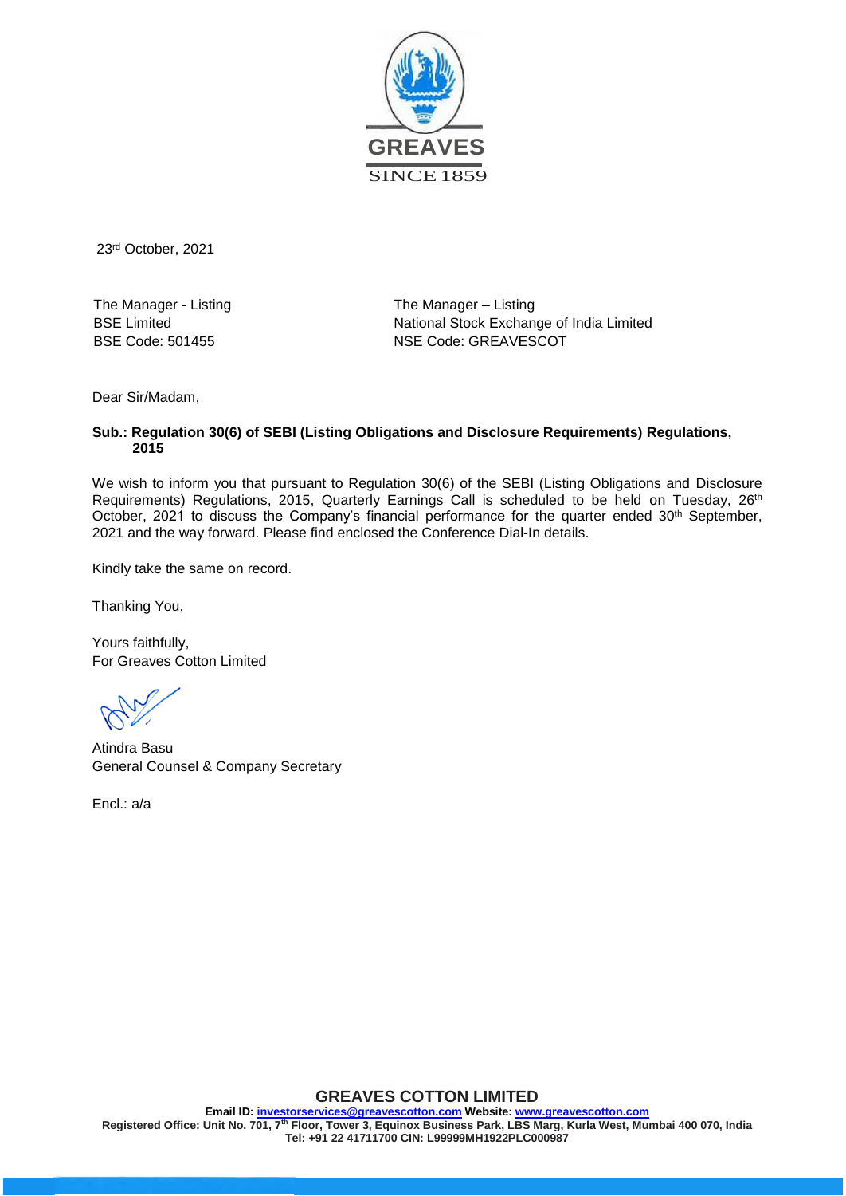GREAVES

SINCE 1859

23rd October, 2021

The Manager - Listing
BSE Limited
BSE Code: 501455

The Manager – Listing
National Stock Exchange of India Limited
NSE Code: GREAVESCOT

Dear Sir/Madam,

**Sub.: Regulation 30(6) of SEBI (Listing Obligations and Disclosure Requirements) Regulations, 2015**

We wish to inform you that pursuant to Regulation 30(6) of the SEBI (Listing Obligations and Disclosure Requirements) Regulations, 2015, Quarterly Earnings Call is scheduled to be held on Tuesday, 26th October, 2021 to discuss the Company's financial performance for the quarter ended 30th September, 2021 and the way forward. Please find enclosed the Conference Dial-In details.

Kindly take the same on record.

Thanking You,

Yours faithfully,
For Greaves Cotton Limited

Atindra Basu
General Counsel & Company Secretary

Encl.: a/a

**GREAVES COTTON LIMITED**
**Email ID: investorservices@greavescotton.com Website: www.greavescotton.com**
**Registered Office: Unit No. 701, 7th Floor, Tower 3, Equinox Business Park, LBS Marg, Kurla West, Mumbai 400 070, India**
**Tel: +91 22 41711700 CIN: L99999MH1922PLC000987**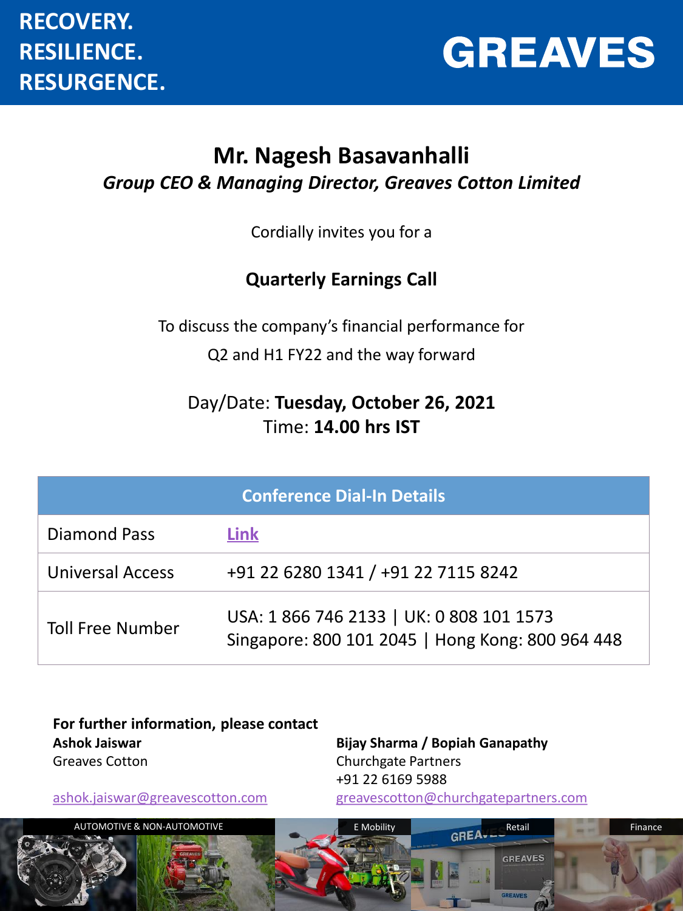RECOVERY.
RESILIENCE.
RESURGENCE.

GREAVES

## Mr. Nagesh Basavanhalli

***Group CEO & Managing Director, Greaves Cotton Limited***

Cordially invites you for a

### Quarterly Earnings Call

To discuss the company's financial performance for

Q2 and H1 FY22 and the way forward

Day/Date: **Tuesday, October 26, 2021**
Time: **14.00 hrs IST**

| Conference Dial-In Details | |
|---|---|
| Diamond Pass | Link |
| Universal Access | +91 22 6280 1341 / +91 22 7115 8242 |
| Toll Free Number | USA: 1 866 746 2133 \| UK: 0 808 101 1573<br>Singapore: 800 101 2045 \| Hong Kong: 800 964 448 |

**For further information, please contact**

**Ashok Jaiswar**
Greaves Cotton

ashok.jaiswar@greavescotton.com

**Bijay Sharma / Bopiah Ganapathy**
Churchgate Partners
+91 22 6169 5988
greavescotton@churchgatepartners.com

AUTOMOTIVE & NON-AUTOMOTIVE | E Mobility | Retail | Finance